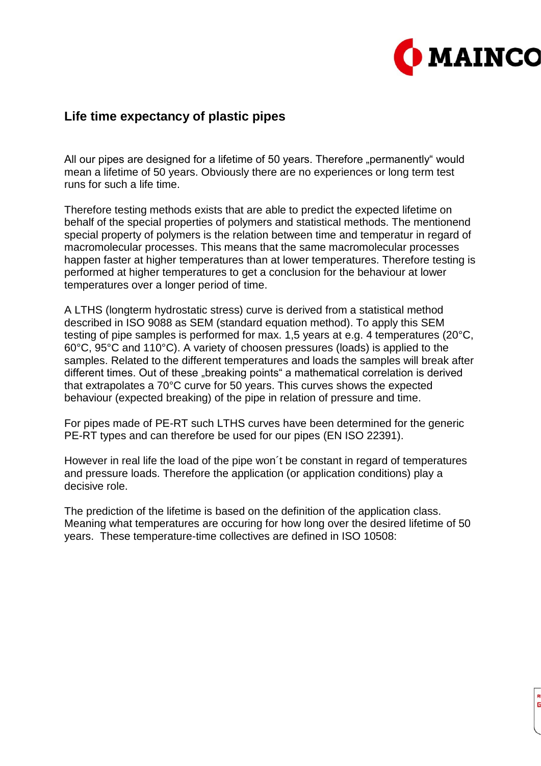## Life time expectancy of plastic pipes

All our pipes are designed for a lifetime of 50 years. Therefore „permanently“ would mean a lifetime of 50 years. Obviously there are no experiences or long term test runs for such a life time.

Therefore testing methods exists that are able to predict the expected lifetime on behalf of the special properties of polymers and statistical methods. The mentionend special property of polymers is the relation between time and temperatur in regard of macromolecular processes. This means that the same macromolecular processes happen faster at higher temperatures than at lower temperatures. Therefore testing is performed at higher temperatures to get a conclusion for the behaviour at lower temperatures over a longer period of time.

A LTHS (longterm hydrostatic stress) curve is derived from a statistical method described in ISO 9088 as SEM (standard equation method). To apply this SEM testing of pipe samples is performed for max. 1,5 years at e.g. 4 temperatures (20°C, 60°C, 95°C and 110°C). A variety of choosen pressures (loads) is applied to the samples. Related to the different temperatures and loads the samples will break after different times. Out of these „breaking points“ a mathematical correlation is derived that extrapolates a 70°C curve for 50 years. This curves shows the expected behaviour (expected breaking) of the pipe in relation of pressure and time.

For pipes made of PE-RT such LTHS curves have been determined for the generic PE-RT types and can therefore be used for our pipes (EN ISO 22391).

However in real life the load of the pipe won´t be constant in regard of temperatures and pressure loads. Therefore the application (or application conditions) play a decisive role.

The prediction of the lifetime is based on the definition of the application class. Meaning what temperatures are occuring for how long over the desired lifetime of 50 years. These temperature-time collectives are defined in ISO 10508: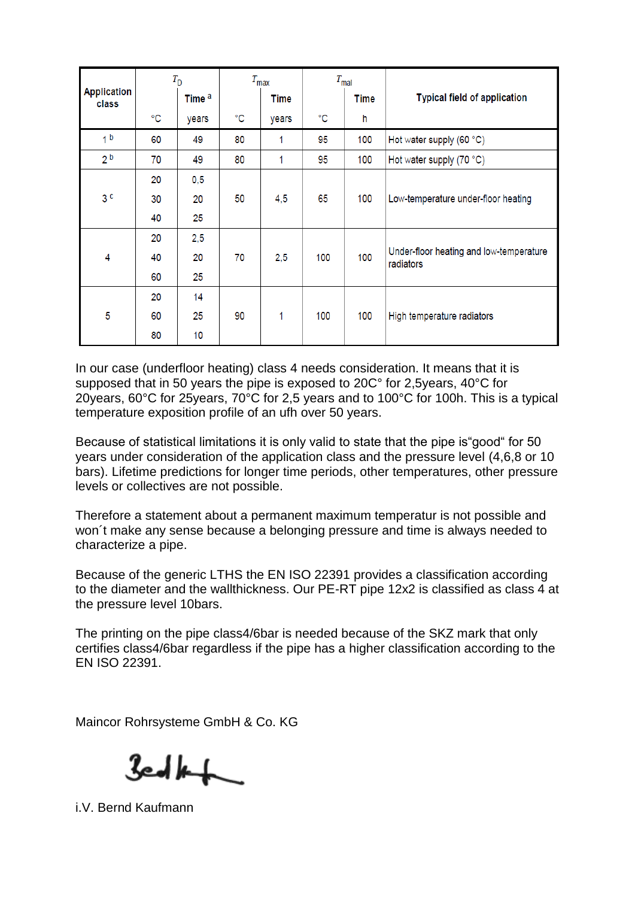| Application class | $T_D$ | | $T_{max}$ | | $T_{mal}$ | | Typical field of application |
|---|---|---|---|---|---|---|---|
| | °C | Time [a] years | °C | Time years | °C | Time h | |
| 1 [b] | 60 | 49 | 80 | 1 | 95 | 100 | Hot water supply (60 °C) |
| 2 [b] | 70 | 49 | 80 | 1 | 95 | 100 | Hot water supply (70 °C) |
| 3 [c] | 20<br>30<br>40 | 0,5<br>20<br>25 | 50 | 4,5 | 65 | 100 | Low-temperature under-floor heating |
| 4 | 20<br>40<br>60 | 2,5<br>20<br>25 | 70 | 2,5 | 100 | 100 | Under-floor heating and low-temperature radiators |
| 5 | 20<br>60<br>80 | 14<br>25<br>10 | 90 | 1 | 100 | 100 | High temperature radiators |

In our case (underfloor heating) class 4 needs consideration. It means that it is supposed that in 50 years the pipe is exposed to 20C° for 2,5years, 40°C for 20years, 60°C for 25years, 70°C for 2,5 years and to 100°C for 100h. This is a typical temperature exposition profile of an ufh over 50 years.

Because of statistical limitations it is only valid to state that the pipe is“good“ for 50 years under consideration of the application class and the pressure level (4,6,8 or 10 bars). Lifetime predictions for longer time periods, other temperatures, other pressure levels or collectives are not possible.

Therefore a statement about a permanent maximum temperatur is not possible and won´t make any sense because a belonging pressure and time is always needed to characterize a pipe.

Because of the generic LTHS the EN ISO 22391 provides a classification according to the diameter and the wallthickness. Our PE-RT pipe 12x2 is classified as class 4 at the pressure level 10bars.

The printing on the pipe class4/6bar is needed because of the SKZ mark that only certifies class4/6bar regardless if the pipe has a higher classification according to the EN ISO 22391.

Maincor Rohrsysteme GmbH & Co. KG

i.V. Bernd Kaufmann